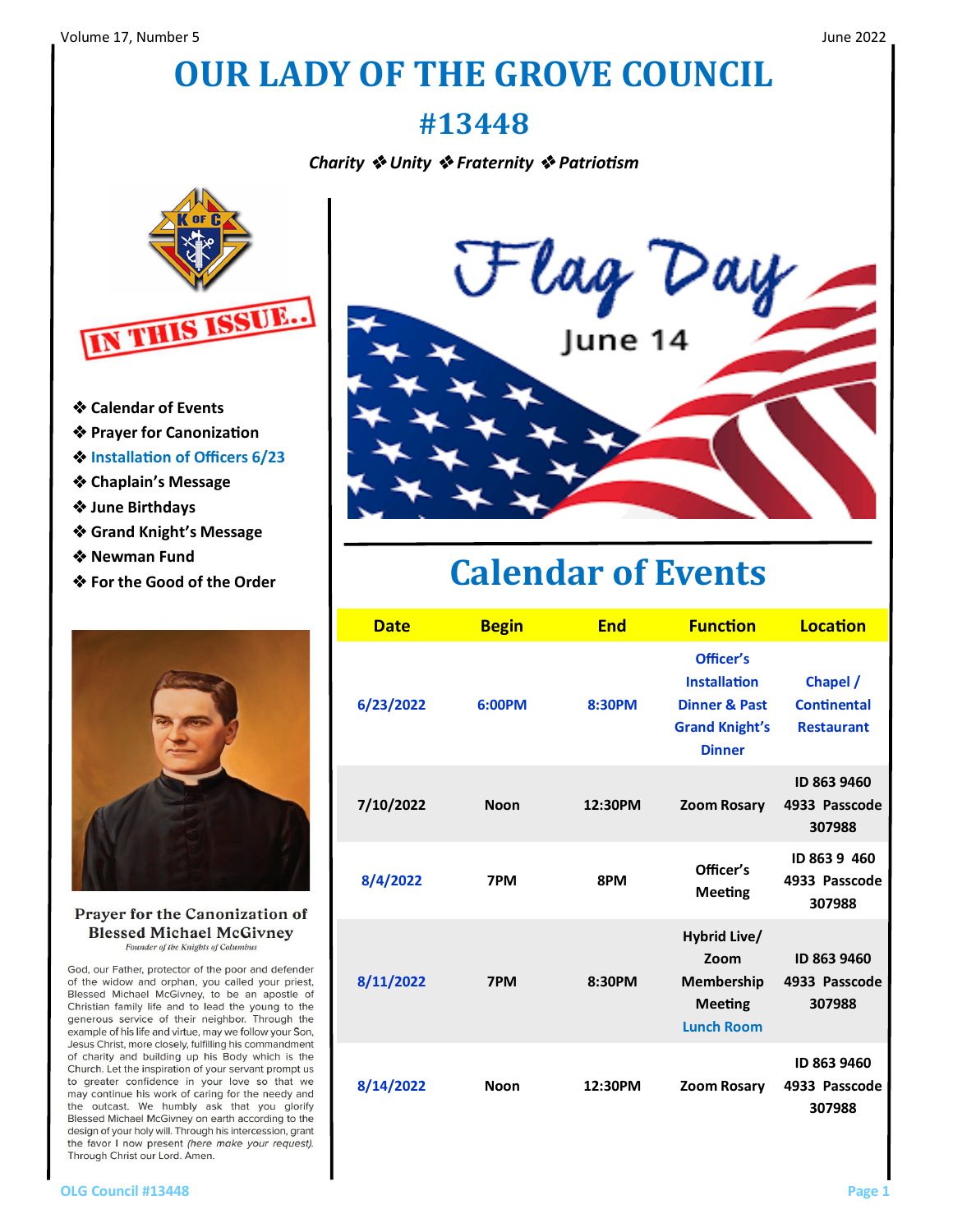# OUR LADY OF THE GROVE COUNCIL

# #13448

***Charity ❖ Unity ❖ Fraternity ❖ Patriotism***

IN THIS ISSUE..

- ❖ Calendar of Events
- ❖ Prayer for Canonization
- ❖ Installation of Officers 6/23
- ❖ Chaplain's Message
- ❖ June Birthdays
- ❖ Grand Knight's Message
- ❖ Newman Fund
- ❖ For the Good of the Order

### Prayer for the Canonization of Blessed Michael McGivney

*Founder of the Knights of Columbus*

God, our Father, protector of the poor and defender of the widow and orphan, you called your priest, Blessed Michael McGivney, to be an apostle of Christian family life and to lead the young to the generous service of their neighbor. Through the example of his life and virtue, may we follow your Son, Jesus Christ, more closely, fulfilling his commandment of charity and building up his Body which is the Church. Let the inspiration of your servant prompt us to greater confidence in your love so that we may continue his work of caring for the needy and the outcast. We humbly ask that you glorify Blessed Michael McGivney on earth according to the design of your holy will. Through his intercession, grant the favor I now present *(here make your request)*. Through Christ our Lord. Amen.

Flag Day

June 14

## Calendar of Events

| Date | Begin | End | Function | Location |
|---|---|---|---|---|
| 6/23/2022 | 6:00PM | 8:30PM | Officer's Installation Dinner & Past Grand Knight's Dinner | Chapel / Continental Restaurant |
| 7/10/2022 | Noon | 12:30PM | Zoom Rosary | ID 863 9460 4933 Passcode 307988 |
| 8/4/2022 | 7PM | 8PM | Officer's Meeting | ID 863 9 460 4933 Passcode 307988 |
| 8/11/2022 | 7PM | 8:30PM | Hybrid Live/ Zoom Membership Meeting Lunch Room | ID 863 9460 4933 Passcode 307988 |
| 8/14/2022 | Noon | 12:30PM | Zoom Rosary | ID 863 9460 4933 Passcode 307988 |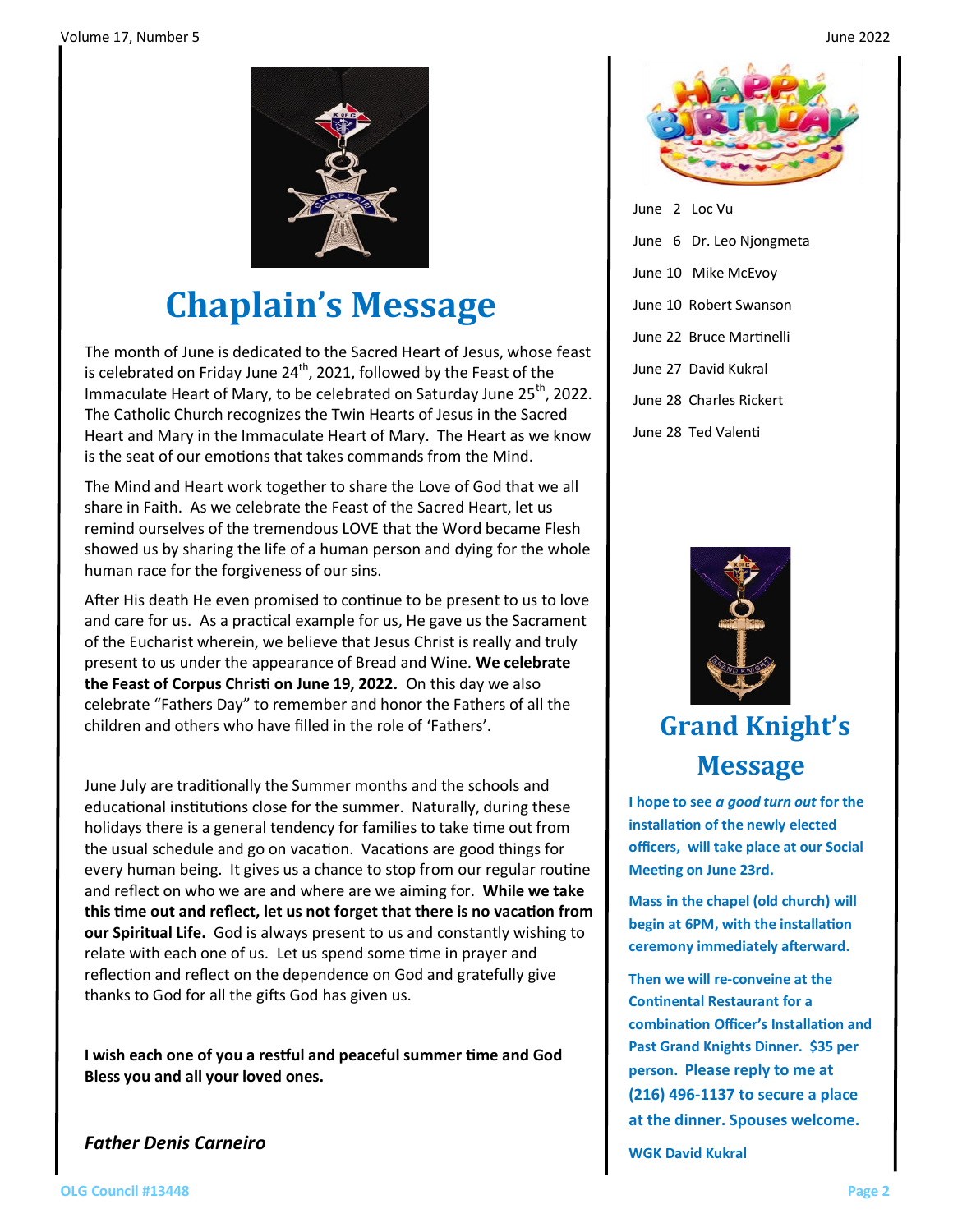# Chaplain's Message

The month of June is dedicated to the Sacred Heart of Jesus, whose feast is celebrated on Friday June 24th, 2021, followed by the Feast of the Immaculate Heart of Mary, to be celebrated on Saturday June 25th, 2022. The Catholic Church recognizes the Twin Hearts of Jesus in the Sacred Heart and Mary in the Immaculate Heart of Mary. The Heart as we know is the seat of our emotions that takes commands from the Mind.

The Mind and Heart work together to share the Love of God that we all share in Faith. As we celebrate the Feast of the Sacred Heart, let us remind ourselves of the tremendous LOVE that the Word became Flesh showed us by sharing the life of a human person and dying for the whole human race for the forgiveness of our sins.

After His death He even promised to continue to be present to us to love and care for us. As a practical example for us, He gave us the Sacrament of the Eucharist wherein, we believe that Jesus Christ is really and truly present to us under the appearance of Bread and Wine. **We celebrate the Feast of Corpus Christi on June 19, 2022.** On this day we also celebrate "Fathers Day" to remember and honor the Fathers of all the children and others who have filled in the role of 'Fathers'.

June July are traditionally the Summer months and the schools and educational institutions close for the summer. Naturally, during these holidays there is a general tendency for families to take time out from the usual schedule and go on vacation. Vacations are good things for every human being. It gives us a chance to stop from our regular routine and reflect on who we are and where are we aiming for. **While we take this time out and reflect, let us not forget that there is no vacation from our Spiritual Life.** God is always present to us and constantly wishing to relate with each one of us. Let us spend some time in prayer and reflection and reflect on the dependence on God and gratefully give thanks to God for all the gifts God has given us.

**I wish each one of you a restful and peaceful summer time and God Bless you and all your loved ones.**

***Father Denis Carneiro***

June 2 Loc Vu

June 6 Dr. Leo Njongmeta

June 10 Mike McEvoy

June 10 Robert Swanson

June 22 Bruce Martinelli

June 27 David Kukral

June 28 Charles Rickert

June 28 Ted Valenti

# Grand Knight's Message

**I hope to see *a good turn out* for the installation of the newly elected officers, will take place at our Social Meeting on June 23rd.**

**Mass in the chapel (old church) will begin at 6PM, with the installation ceremony immediately afterward.**

**Then we will re-conveine at the Continental Restaurant for a combination Officer's Installation and Past Grand Knights Dinner. $35 per person. Please reply to me at (216) 496-1137 to secure a place at the dinner. Spouses welcome.**

**WGK David Kukral**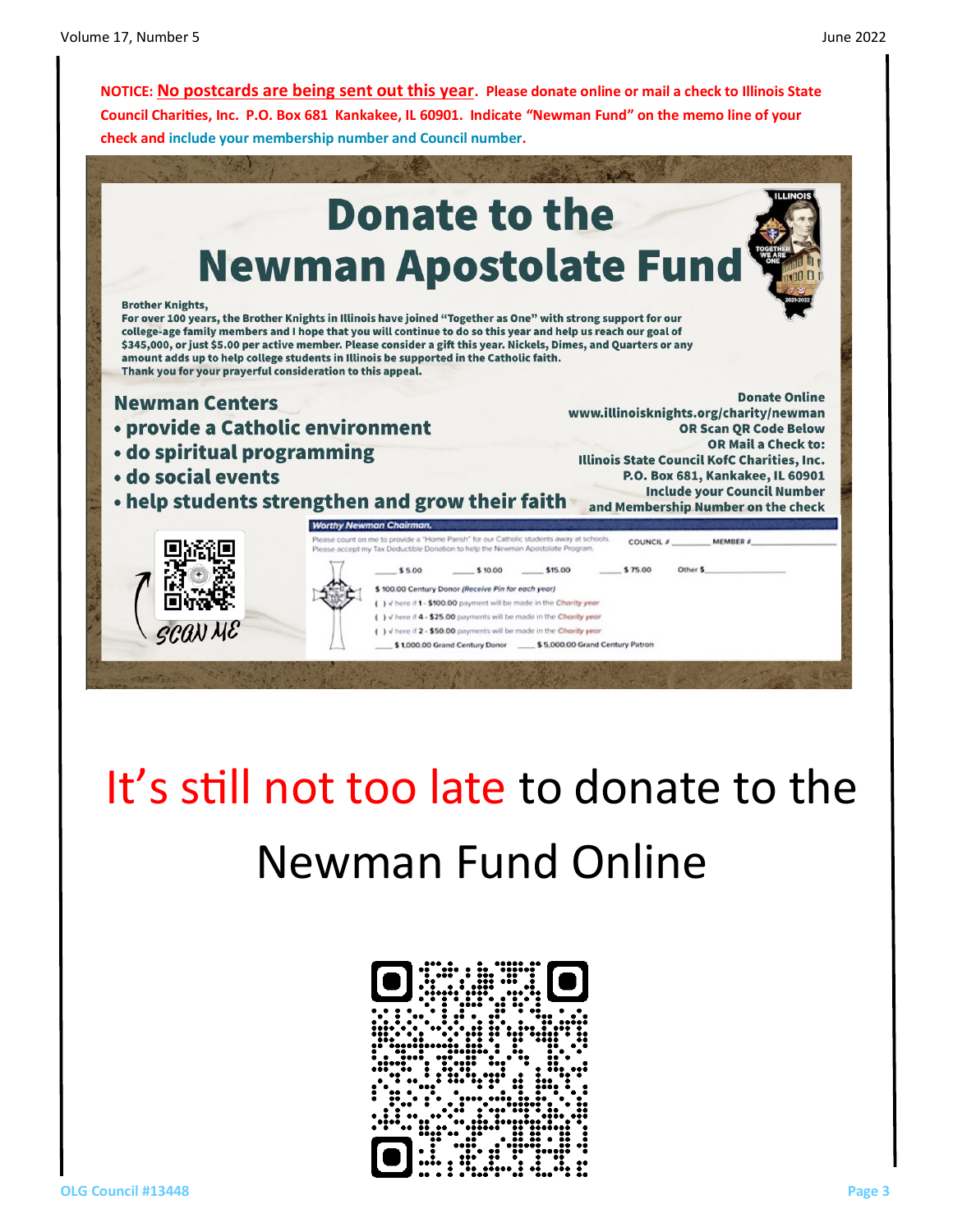**NOTICE: No postcards are being sent out this year. Please donate online or mail a check to Illinois State Council Charities, Inc. P.O. Box 681 Kankakee, IL 60901. Indicate "Newman Fund" on the memo line of your check and include your membership number and Council number.**

# Donate to the Newman Apostolate Fund

**Brother Knights,**
**For over 100 years, the Brother Knights in Illinois have joined "Together as One" with strong support for our college-age family members and I hope that you will continue to do so this year and help us reach our goal of $345,000, or just $5.00 per active member. Please consider a gift this year. Nickels, Dimes, and Quarters or any amount adds up to help college students in Illinois be supported in the Catholic faith.**
**Thank you for your prayerful consideration to this appeal.**

## Newman Centers

- **provide a Catholic environment**
- **do spiritual programming**
- **do social events**
- **help students strengthen and grow their faith**

**Donate Online**
**www.illinoisknights.org/charity/newman**
**OR Scan QR Code Below**
**OR Mail a Check to:**
**Illinois State Council KofC Charities, Inc.**
**P.O. Box 681, Kankakee, IL 60901**
**Include your Council Number and Membership Number on the check**

SCAN ME

***Worthy Newman Chairman,***

Please count on me to provide a "Home Parish" for our Catholic students away at schools.
Please accept my Tax Deductible Donation to help the Newman Apostolate Program.

COUNCIL # ________ MEMBER # ________

____ $ 5.00 ____ $ 10.00 ____ $15.00 ____ $ 75.00 Other $________

$ 100.00 Century Donor *(Receive Pin for each year)*

( ) √ here if **1 - $100.00** payment will be made in the *Charity year*
( ) √ here if **4 - $25.00** payments will be made in the *Charity year*
( ) √ here if **2 - $50.00** payments will be made in the *Charity year*

____ $ 1,000.00 Grand Century Donor ____ $ 5,000.00 Grand Century Patron

# It's still not too late to donate to the Newman Fund Online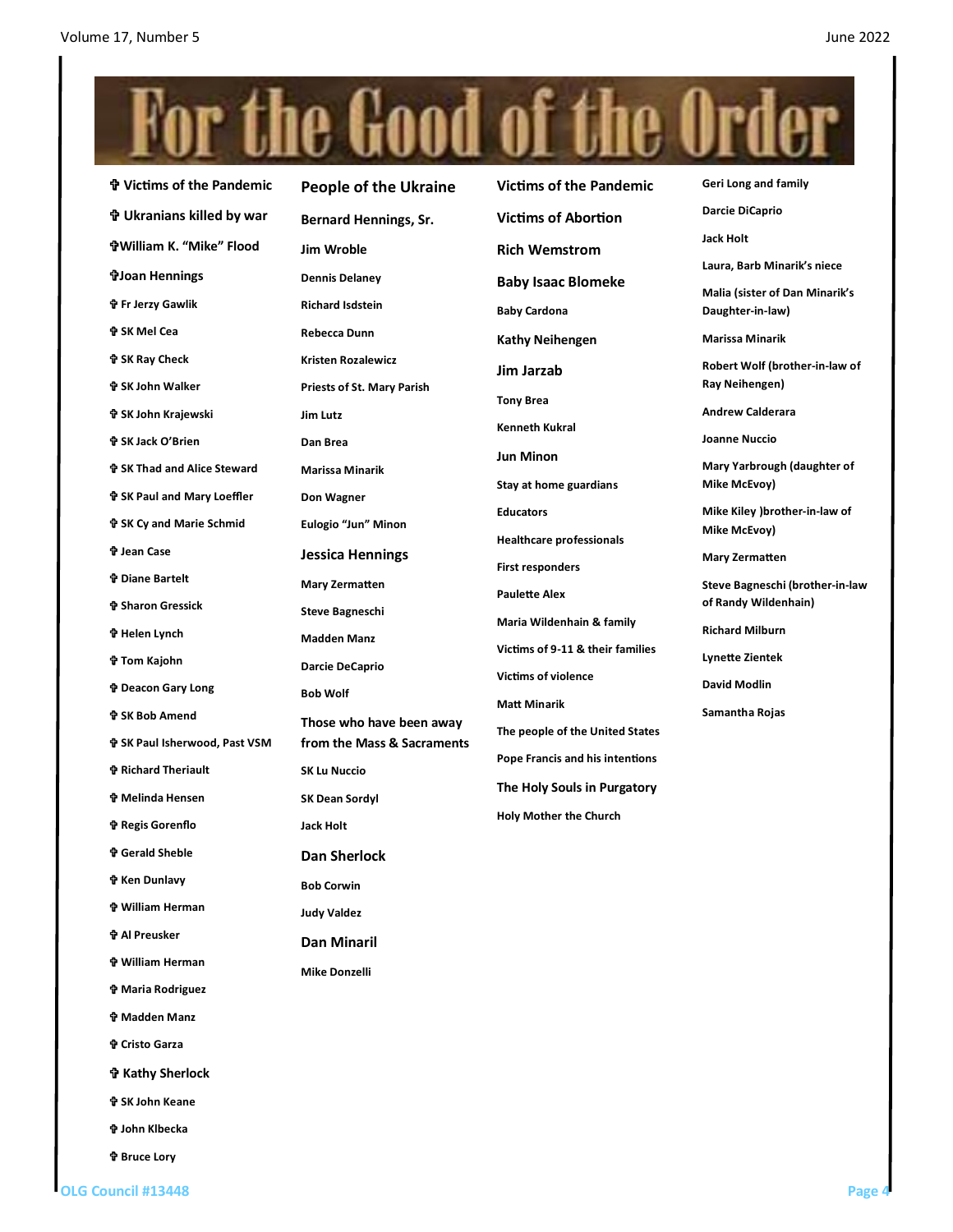# For the Good of the Order

✟ Victims of the Pandemic

✟ Ukranians killed by war

✟William K. "Mike" Flood

✟Joan Hennings

✟ Fr Jerzy Gawlik

✟ SK Mel Cea

✟ SK Ray Check

✟ SK John Walker

✟ SK John Krajewski

✟ SK Jack O'Brien

✟ SK Thad and Alice Steward

✟ SK Paul and Mary Loeffler

✟ SK Cy and Marie Schmid

✟ Jean Case

✟ Diane Bartelt

✟ Sharon Gressick

✟ Helen Lynch

✟ Tom Kajohn

✟ Deacon Gary Long

✟ SK Bob Amend

✟ SK Paul Isherwood, Past VSM

✟ Richard Theriault

✟ Melinda Hensen

✟ Regis Gorenflo

✟ Gerald Sheble

✟ Ken Dunlavy

✟ William Herman

✟ Al Preusker

✟ William Herman

✟ Maria Rodriguez

✟ Madden Manz

✟ Cristo Garza

✟ Kathy Sherlock

✟ SK John Keane

✟ John Klbecka

✟ Bruce Lory

People of the Ukraine

Bernard Hennings, Sr.

Jim Wroble

Dennis Delaney

Richard Isdstein

Rebecca Dunn

Kristen Rozalewicz

Priests of St. Mary Parish

Jim Lutz

Dan Brea

Marissa Minarik

Don Wagner

Eulogio "Jun" Minon

Jessica Hennings

Mary Zermatten

Steve Bagneschi

Madden Manz

Darcie DeCaprio

Bob Wolf

Those who have been away from the Mass & Sacraments

SK Lu Nuccio

SK Dean Sordyl

Jack Holt

Dan Sherlock

Bob Corwin

Judy Valdez

Dan Minaril

Mike Donzelli

Victims of the Pandemic

Victims of Abortion

Rich Wemstrom

Baby Isaac Blomeke

Baby Cardona

Kathy Neihengen

Jim Jarzab

Tony Brea

Kenneth Kukral

Jun Minon

Stay at home guardians

Educators

Healthcare professionals

First responders

Paulette Alex

Maria Wildenhain & family

Victims of 9-11 & their families

Victims of violence

Matt Minarik

The people of the United States

Pope Francis and his intentions

The Holy Souls in Purgatory

Holy Mother the Church

Geri Long and family

Darcie DiCaprio

Jack Holt

Laura, Barb Minarik's niece

Malia (sister of Dan Minarik's Daughter-in-law)

Marissa Minarik

Robert Wolf (brother-in-law of Ray Neihengen)

Andrew Calderara

Joanne Nuccio

Mary Yarbrough (daughter of Mike McEvoy)

Mike Kiley )brother-in-law of Mike McEvoy)

Mary Zermatten

Steve Bagneschi (brother-in-law of Randy Wildenhain)

Richard Milburn

Lynette Zientek

David Modlin

Samantha Rojas